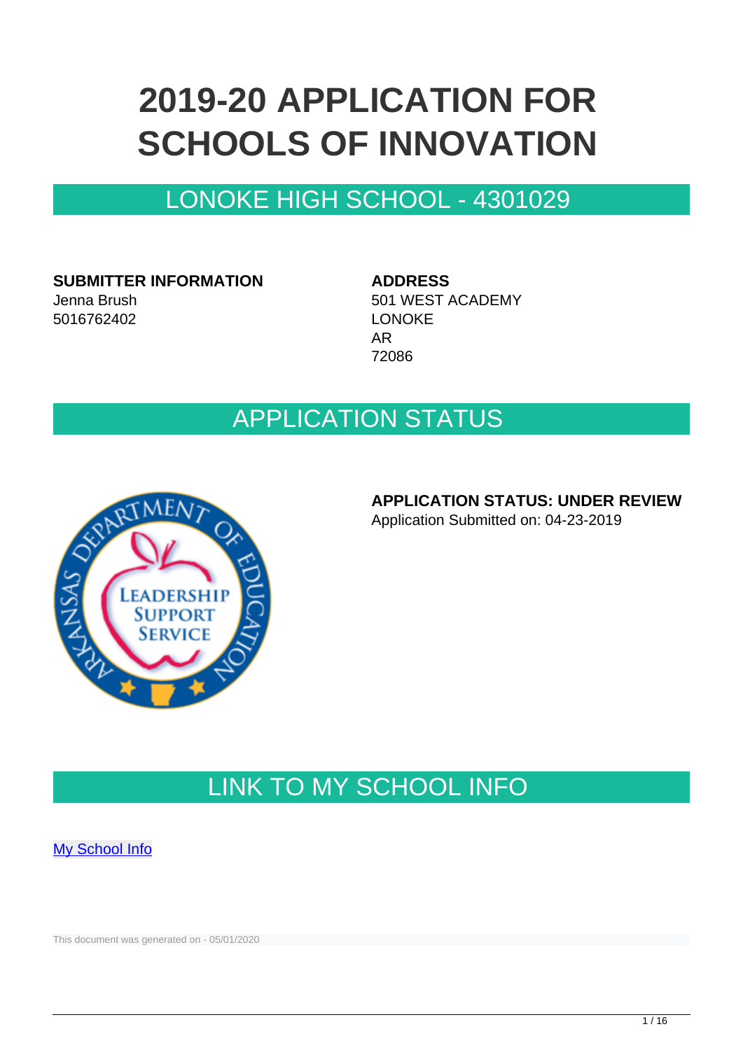# 2019-20 APPLICATION FOR SCHOOLS OF INNOVATION

## LONOKE HIGH SCHOOL - 4301029

**SUBMITTER INFORMATION**
Jenna Brush
5016762402

**ADDRESS**
501 WEST ACADEMY
LONOKE
AR
72086

## APPLICATION STATUS

**APPLICATION STATUS: UNDER REVIEW**
Application Submitted on: 04-23-2019

## LINK TO MY SCHOOL INFO

[My School Info]

This document was generated on - 05/01/2020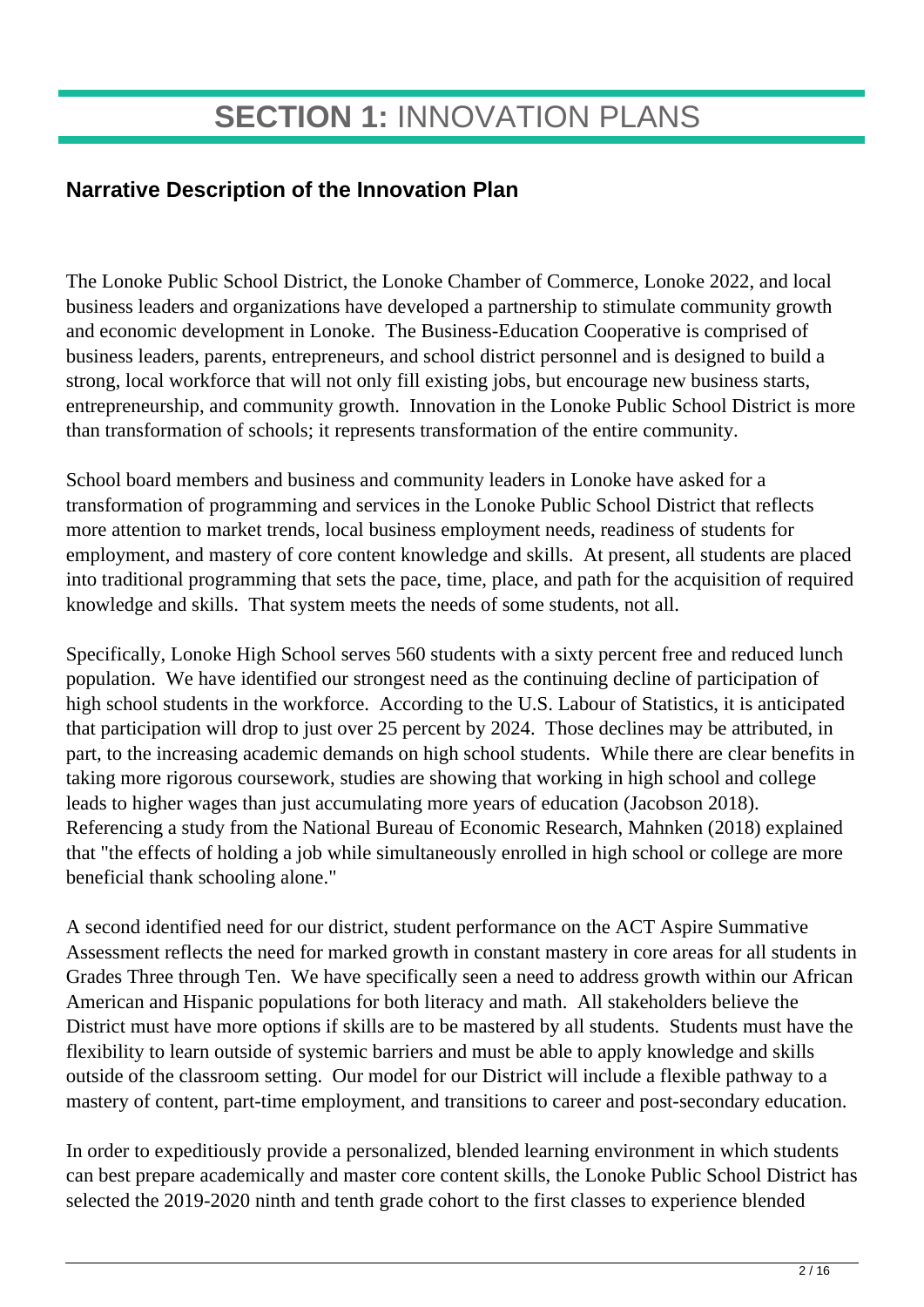# **SECTION 1:** INNOVATION PLANS

## Narrative Description of the Innovation Plan

The Lonoke Public School District, the Lonoke Chamber of Commerce, Lonoke 2022, and local business leaders and organizations have developed a partnership to stimulate community growth and economic development in Lonoke. The Business-Education Cooperative is comprised of business leaders, parents, entrepreneurs, and school district personnel and is designed to build a strong, local workforce that will not only fill existing jobs, but encourage new business starts, entrepreneurship, and community growth. Innovation in the Lonoke Public School District is more than transformation of schools; it represents transformation of the entire community.

School board members and business and community leaders in Lonoke have asked for a transformation of programming and services in the Lonoke Public School District that reflects more attention to market trends, local business employment needs, readiness of students for employment, and mastery of core content knowledge and skills. At present, all students are placed into traditional programming that sets the pace, time, place, and path for the acquisition of required knowledge and skills. That system meets the needs of some students, not all.

Specifically, Lonoke High School serves 560 students with a sixty percent free and reduced lunch population. We have identified our strongest need as the continuing decline of participation of high school students in the workforce. According to the U.S. Labour of Statistics, it is anticipated that participation will drop to just over 25 percent by 2024. Those declines may be attributed, in part, to the increasing academic demands on high school students. While there are clear benefits in taking more rigorous coursework, studies are showing that working in high school and college leads to higher wages than just accumulating more years of education (Jacobson 2018). Referencing a study from the National Bureau of Economic Research, Mahnken (2018) explained that "the effects of holding a job while simultaneously enrolled in high school or college are more beneficial thank schooling alone."

A second identified need for our district, student performance on the ACT Aspire Summative Assessment reflects the need for marked growth in constant mastery in core areas for all students in Grades Three through Ten. We have specifically seen a need to address growth within our African American and Hispanic populations for both literacy and math. All stakeholders believe the District must have more options if skills are to be mastered by all students. Students must have the flexibility to learn outside of systemic barriers and must be able to apply knowledge and skills outside of the classroom setting. Our model for our District will include a flexible pathway to a mastery of content, part-time employment, and transitions to career and post-secondary education.

In order to expeditiously provide a personalized, blended learning environment in which students can best prepare academically and master core content skills, the Lonoke Public School District has selected the 2019-2020 ninth and tenth grade cohort to the first classes to experience blended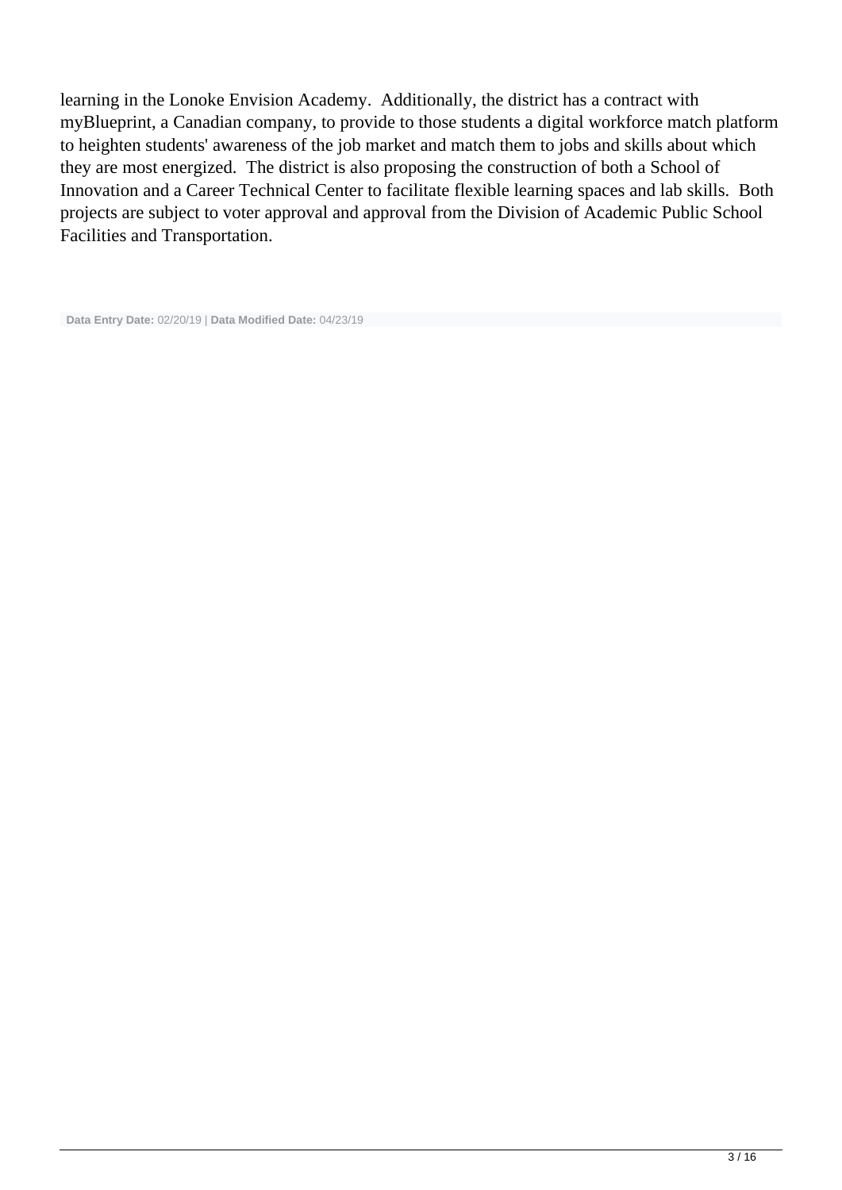learning in the Lonoke Envision Academy. Additionally, the district has a contract with myBlueprint, a Canadian company, to provide to those students a digital workforce match platform to heighten students' awareness of the job market and match them to jobs and skills about which they are most energized. The district is also proposing the construction of both a School of Innovation and a Career Technical Center to facilitate flexible learning spaces and lab skills. Both projects are subject to voter approval and approval from the Division of Academic Public School Facilities and Transportation.

**Data Entry Date:** 02/20/19 | **Data Modified Date:** 04/23/19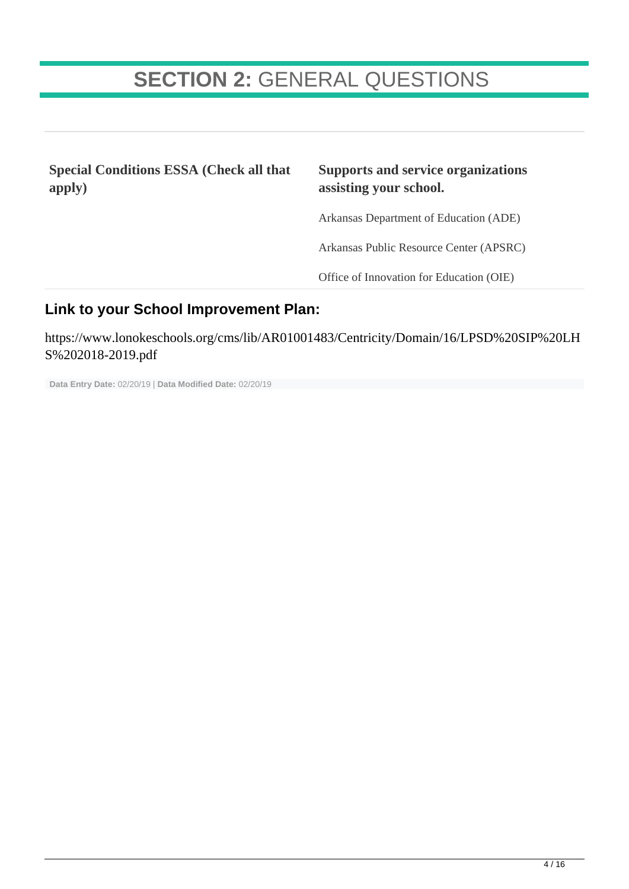# **SECTION 2:** GENERAL QUESTIONS

| **Special Conditions ESSA (Check all that apply)** | **Supports and service organizations assisting your school.** |
|---|---|
| | Arkansas Department of Education (ADE) |
| | Arkansas Public Resource Center (APSRC) |
| | Office of Innovation for Education (OIE) |

## **Link to your School Improvement Plan:**

https://www.lonokeschools.org/cms/lib/AR01001483/Centricity/Domain/16/LPSD%20SIP%20LHS%202018-2019.pdf

**Data Entry Date:** 02/20/19 | **Data Modified Date:** 02/20/19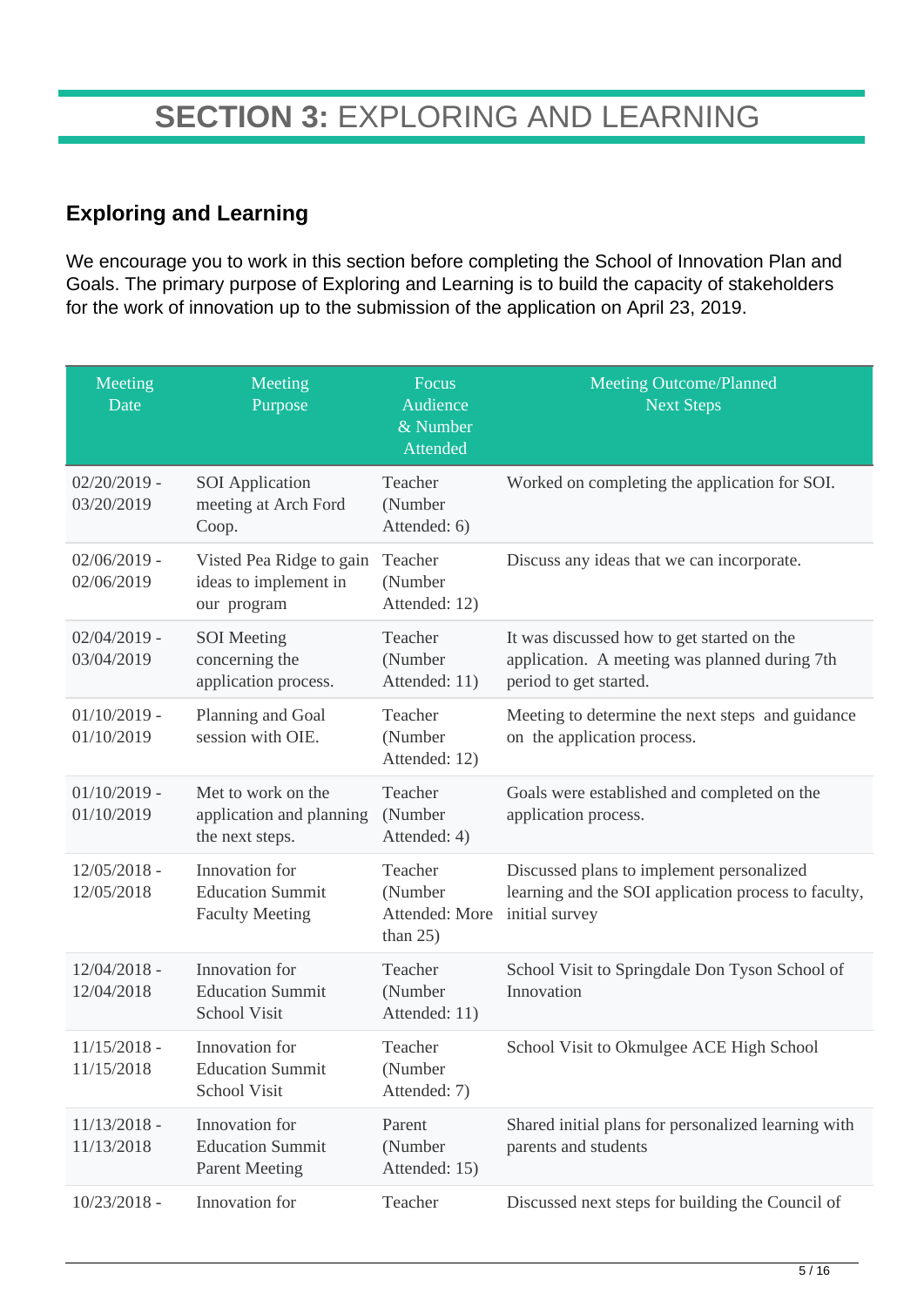# **SECTION 3:** EXPLORING AND LEARNING

## Exploring and Learning

We encourage you to work in this section before completing the School of Innovation Plan and Goals. The primary purpose of Exploring and Learning is to build the capacity of stakeholders for the work of innovation up to the submission of the application on April 23, 2019.

| Meeting Date | Meeting Purpose | Focus Audience & Number Attended | Meeting Outcome/Planned Next Steps |
|---|---|---|---|
| 02/20/2019 - 03/20/2019 | SOI Application meeting at Arch Ford Coop. | Teacher (Number Attended: 6) | Worked on completing the application for SOI. |
| 02/06/2019 - 02/06/2019 | Visted Pea Ridge to gain ideas to implement in our program | Teacher (Number Attended: 12) | Discuss any ideas that we can incorporate. |
| 02/04/2019 - 03/04/2019 | SOI Meeting concerning the application process. | Teacher (Number Attended: 11) | It was discussed how to get started on the application. A meeting was planned during 7th period to get started. |
| 01/10/2019 - 01/10/2019 | Planning and Goal session with OIE. | Teacher (Number Attended: 12) | Meeting to determine the next steps and guidance on the application process. |
| 01/10/2019 - 01/10/2019 | Met to work on the application and planning the next steps. | Teacher (Number Attended: 4) | Goals were established and completed on the application process. |
| 12/05/2018 - 12/05/2018 | Innovation for Education Summit Faculty Meeting | Teacher (Number Attended: More than 25) | Discussed plans to implement personalized learning and the SOI application process to faculty, initial survey |
| 12/04/2018 - 12/04/2018 | Innovation for Education Summit School Visit | Teacher (Number Attended: 11) | School Visit to Springdale Don Tyson School of Innovation |
| 11/15/2018 - 11/15/2018 | Innovation for Education Summit School Visit | Teacher (Number Attended: 7) | School Visit to Okmulgee ACE High School |
| 11/13/2018 - 11/13/2018 | Innovation for Education Summit Parent Meeting | Parent (Number Attended: 15) | Shared initial plans for personalized learning with parents and students |
| 10/23/2018 - | Innovation for | Teacher | Discussed next steps for building the Council of |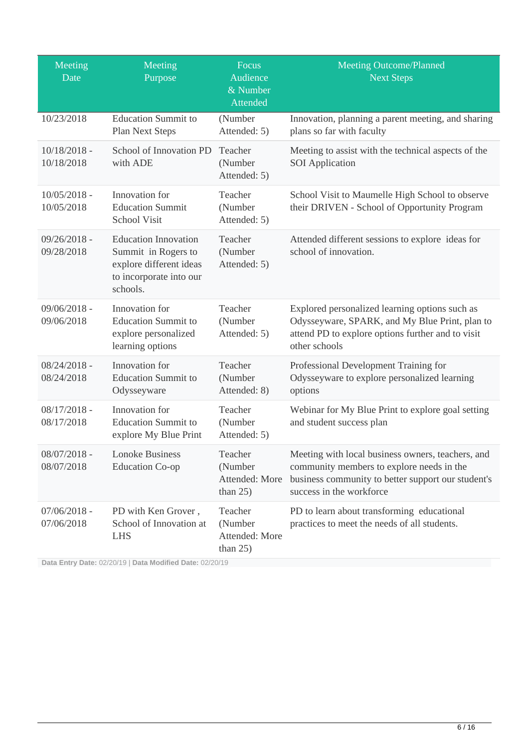| Meeting Date | Meeting Purpose | Focus Audience & Number Attended | Meeting Outcome/Planned Next Steps |
|---|---|---|---|
| 10/23/2018 | Education Summit to Plan Next Steps | (Number Attended: 5) | Innovation, planning a parent meeting, and sharing plans so far with faculty |
| 10/18/2018 - 10/18/2018 | School of Innovation PD with ADE | Teacher (Number Attended: 5) | Meeting to assist with the technical aspects of the SOI Application |
| 10/05/2018 - 10/05/2018 | Innovation for Education Summit School Visit | Teacher (Number Attended: 5) | School Visit to Maumelle High School to observe their DRIVEN - School of Opportunity Program |
| 09/26/2018 - 09/28/2018 | Education Innovation Summit in Rogers to explore different ideas to incorporate into our schools. | Teacher (Number Attended: 5) | Attended different sessions to explore ideas for school of innovation. |
| 09/06/2018 - 09/06/2018 | Innovation for Education Summit to explore personalized learning options | Teacher (Number Attended: 5) | Explored personalized learning options such as Odysseyware, SPARK, and My Blue Print, plan to attend PD to explore options further and to visit other schools |
| 08/24/2018 - 08/24/2018 | Innovation for Education Summit to Odysseyware | Teacher (Number Attended: 8) | Professional Development Training for Odysseyware to explore personalized learning options |
| 08/17/2018 - 08/17/2018 | Innovation for Education Summit to explore My Blue Print | Teacher (Number Attended: 5) | Webinar for My Blue Print to explore goal setting and student success plan |
| 08/07/2018 - 08/07/2018 | Lonoke Business Education Co-op | Teacher (Number Attended: More than 25) | Meeting with local business owners, teachers, and community members to explore needs in the business community to better support our student's success in the workforce |
| 07/06/2018 - 07/06/2018 | PD with Ken Grover , School of Innovation at LHS | Teacher (Number Attended: More than 25) | PD to learn about transforming educational practices to meet the needs of all students. |

**Data Entry Date:** 02/20/19 | **Data Modified Date:** 02/20/19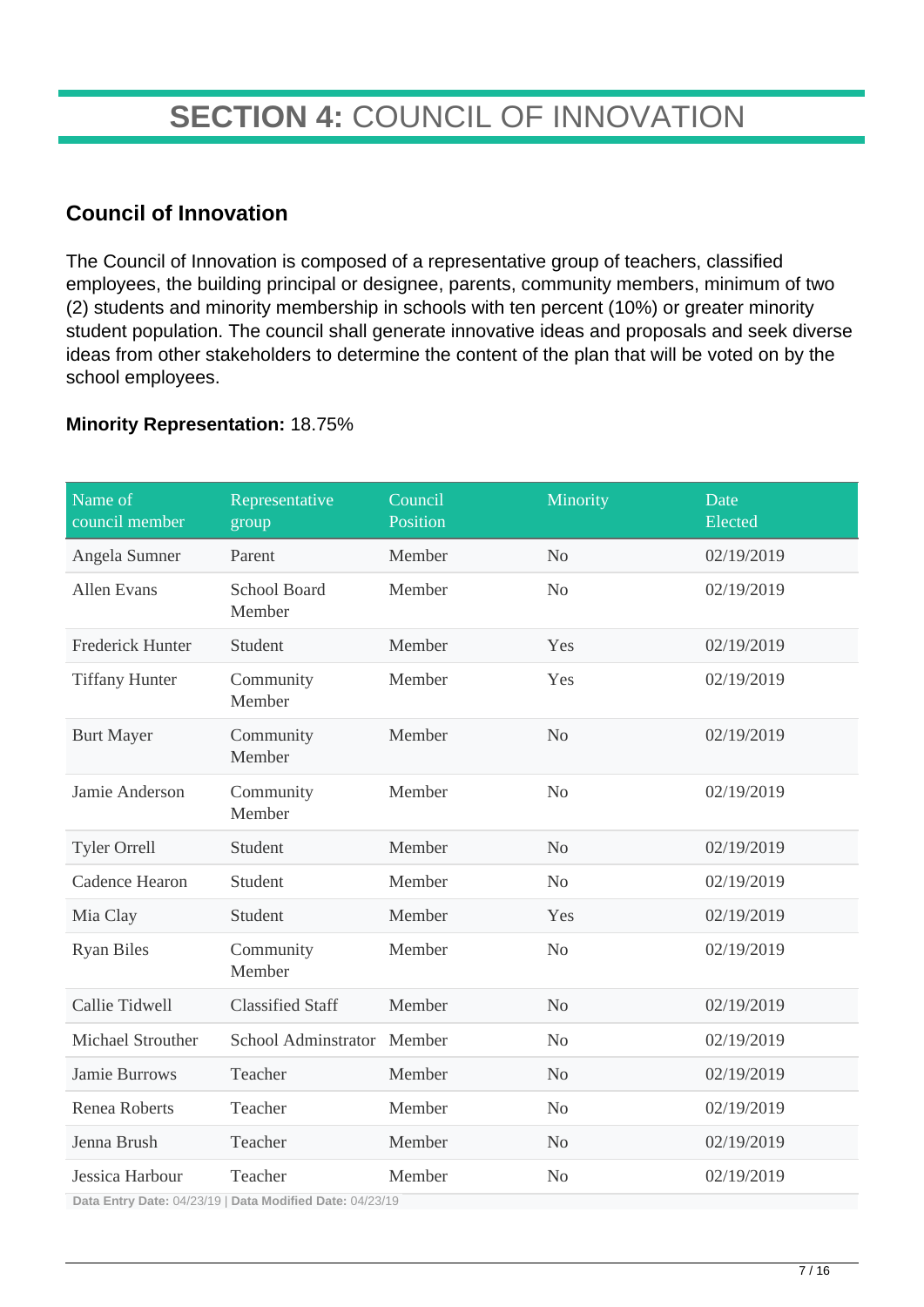# **SECTION 4:** COUNCIL OF INNOVATION

## Council of Innovation

The Council of Innovation is composed of a representative group of teachers, classified employees, the building principal or designee, parents, community members, minimum of two (2) students and minority membership in schools with ten percent (10%) or greater minority student population. The council shall generate innovative ideas and proposals and seek diverse ideas from other stakeholders to determine the content of the plan that will be voted on by the school employees.

**Minority Representation:** 18.75%

| Name of council member | Representative group | Council Position | Minority | Date Elected |
|---|---|---|---|---|
| Angela Sumner | Parent | Member | No | 02/19/2019 |
| Allen Evans | School Board Member | Member | No | 02/19/2019 |
| Frederick Hunter | Student | Member | Yes | 02/19/2019 |
| Tiffany Hunter | Community Member | Member | Yes | 02/19/2019 |
| Burt Mayer | Community Member | Member | No | 02/19/2019 |
| Jamie Anderson | Community Member | Member | No | 02/19/2019 |
| Tyler Orrell | Student | Member | No | 02/19/2019 |
| Cadence Hearon | Student | Member | No | 02/19/2019 |
| Mia Clay | Student | Member | Yes | 02/19/2019 |
| Ryan Biles | Community Member | Member | No | 02/19/2019 |
| Callie Tidwell | Classified Staff | Member | No | 02/19/2019 |
| Michael Strouther | School Adminstrator | Member | No | 02/19/2019 |
| Jamie Burrows | Teacher | Member | No | 02/19/2019 |
| Renea Roberts | Teacher | Member | No | 02/19/2019 |
| Jenna Brush | Teacher | Member | No | 02/19/2019 |
| Jessica Harbour | Teacher | Member | No | 02/19/2019 |

**Data Entry Date:** 04/23/19 | **Data Modified Date:** 04/23/19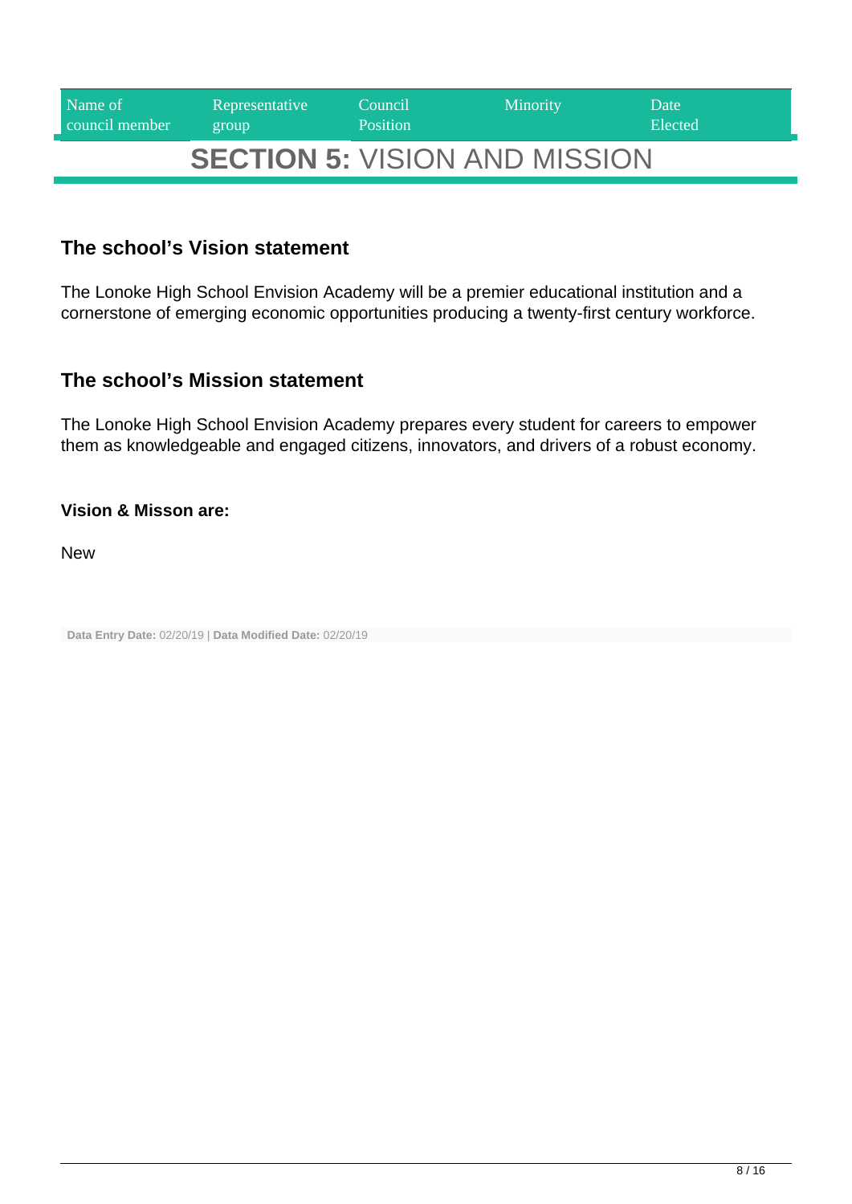| Name of council member | Representative group | Council Position | Minority | Date Elected |
| --- | --- | --- | --- | --- |

# SECTION 5: VISION AND MISSION

### The school's Vision statement

The Lonoke High School Envision Academy will be a premier educational institution and a cornerstone of emerging economic opportunities producing a twenty-first century workforce.

### The school's Mission statement

The Lonoke High School Envision Academy prepares every student for careers to empower them as knowledgeable and engaged citizens, innovators, and drivers of a robust economy.

**Vision & Misson are:**

New

**Data Entry Date:** 02/20/19 | **Data Modified Date:** 02/20/19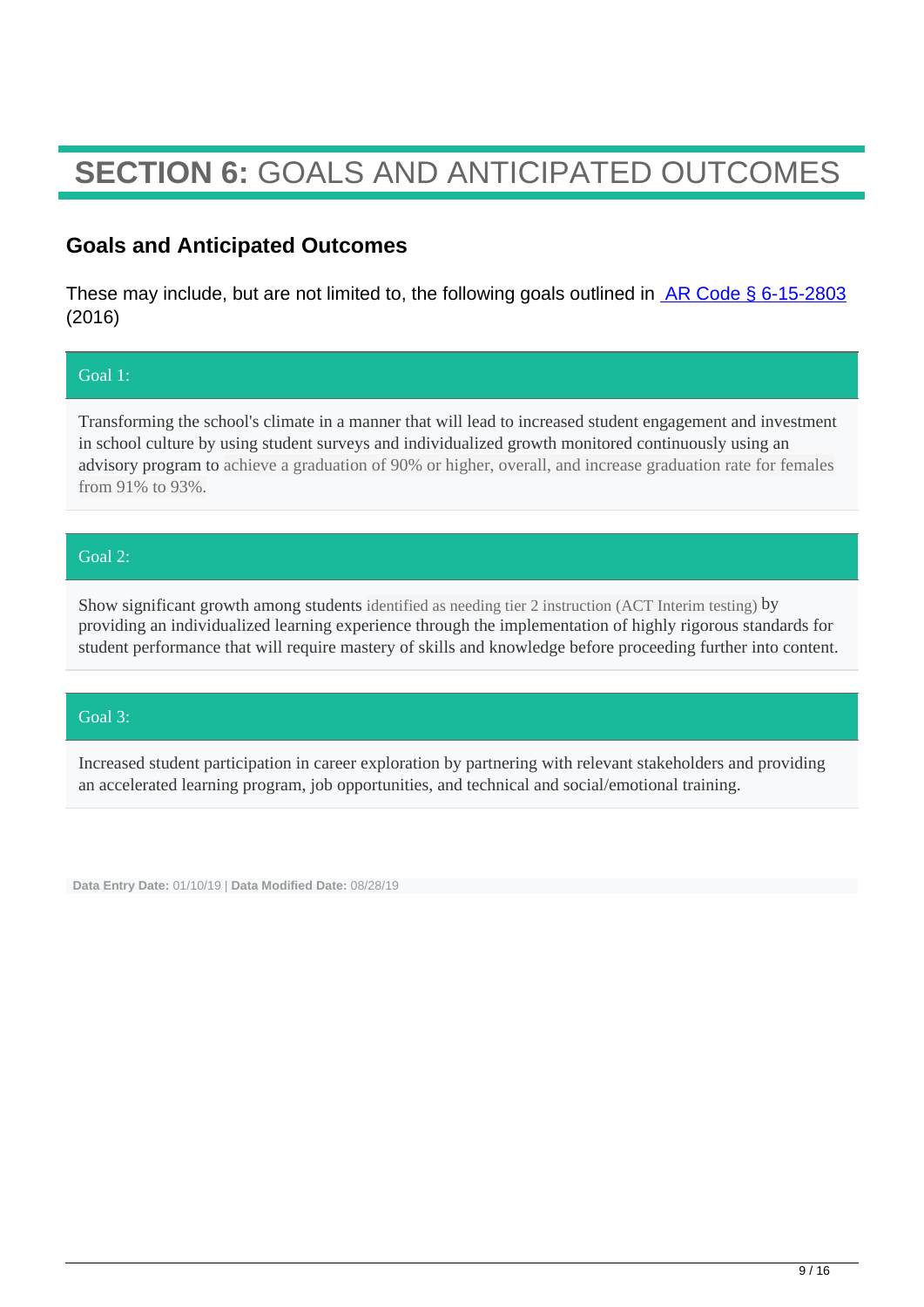# **SECTION 6:** GOALS AND ANTICIPATED OUTCOMES

## Goals and Anticipated Outcomes

These may include, but are not limited to, the following goals outlined in AR Code § 6-15-2803 (2016)

### Goal 1:

Transforming the school's climate in a manner that will lead to increased student engagement and investment in school culture by using student surveys and individualized growth monitored continuously using an advisory program to achieve a graduation of 90% or higher, overall, and increase graduation rate for females from 91% to 93%.

### Goal 2:

Show significant growth among students identified as needing tier 2 instruction (ACT Interim testing) by providing an individualized learning experience through the implementation of highly rigorous standards for student performance that will require mastery of skills and knowledge before proceeding further into content.

### Goal 3:

Increased student participation in career exploration by partnering with relevant stakeholders and providing an accelerated learning program, job opportunities, and technical and social/emotional training.

**Data Entry Date:** 01/10/19 | **Data Modified Date:** 08/28/19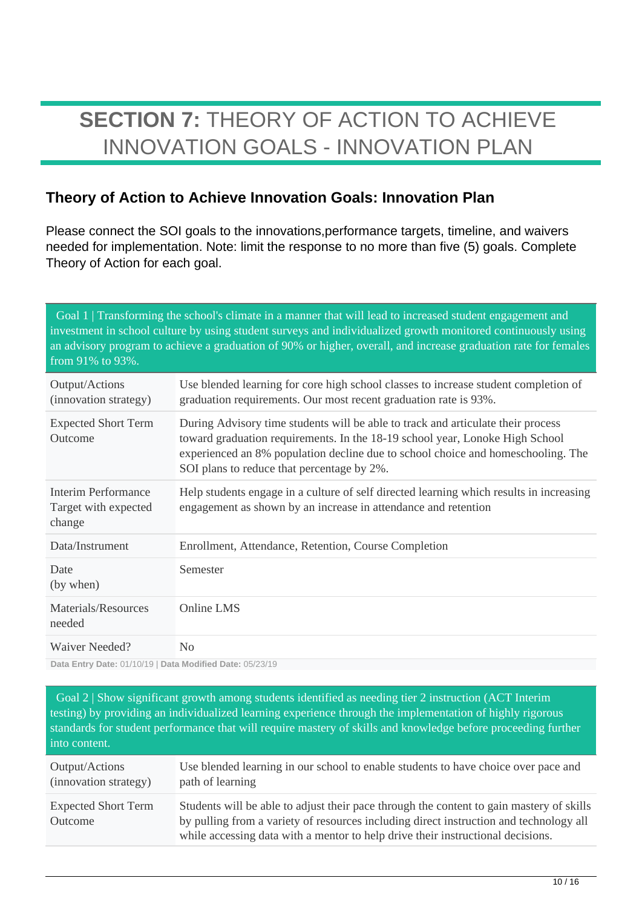# **SECTION 7:** THEORY OF ACTION TO ACHIEVE INNOVATION GOALS - INNOVATION PLAN

## Theory of Action to Achieve Innovation Goals: Innovation Plan

Please connect the SOI goals to the innovations,performance targets, timeline, and waivers needed for implementation. Note: limit the response to no more than five (5) goals. Complete Theory of Action for each goal.

| Goal 1 \| Transforming the school's climate in a manner that will lead to increased student engagement and investment in school culture by using student surveys and individualized growth monitored continuously using an advisory program to achieve a graduation of 90% or higher, overall, and increase graduation rate for females from 91% to 93%. | |
|---|---|
| Output/Actions (innovation strategy) | Use blended learning for core high school classes to increase student completion of graduation requirements. Our most recent graduation rate is 93%. |
| Expected Short Term Outcome | During Advisory time students will be able to track and articulate their process toward graduation requirements. In the 18-19 school year, Lonoke High School experienced an 8% population decline due to school choice and homeschooling. The SOI plans to reduce that percentage by 2%. |
| Interim Performance Target with expected change | Help students engage in a culture of self directed learning which results in increasing engagement as shown by an increase in attendance and retention |
| Data/Instrument | Enrollment, Attendance, Retention, Course Completion |
| Date (by when) | Semester |
| Materials/Resources needed | Online LMS |
| Waiver Needed? | No |

**Data Entry Date:** 01/10/19 | **Data Modified Date:** 05/23/19

| Goal 2 \| Show significant growth among students identified as needing tier 2 instruction (ACT Interim testing) by providing an individualized learning experience through the implementation of highly rigorous standards for student performance that will require mastery of skills and knowledge before proceeding further into content. | |
|---|---|
| Output/Actions (innovation strategy) | Use blended learning in our school to enable students to have choice over pace and path of learning |
| Expected Short Term Outcome | Students will be able to adjust their pace through the content to gain mastery of skills by pulling from a variety of resources including direct instruction and technology all while accessing data with a mentor to help drive their instructional decisions. |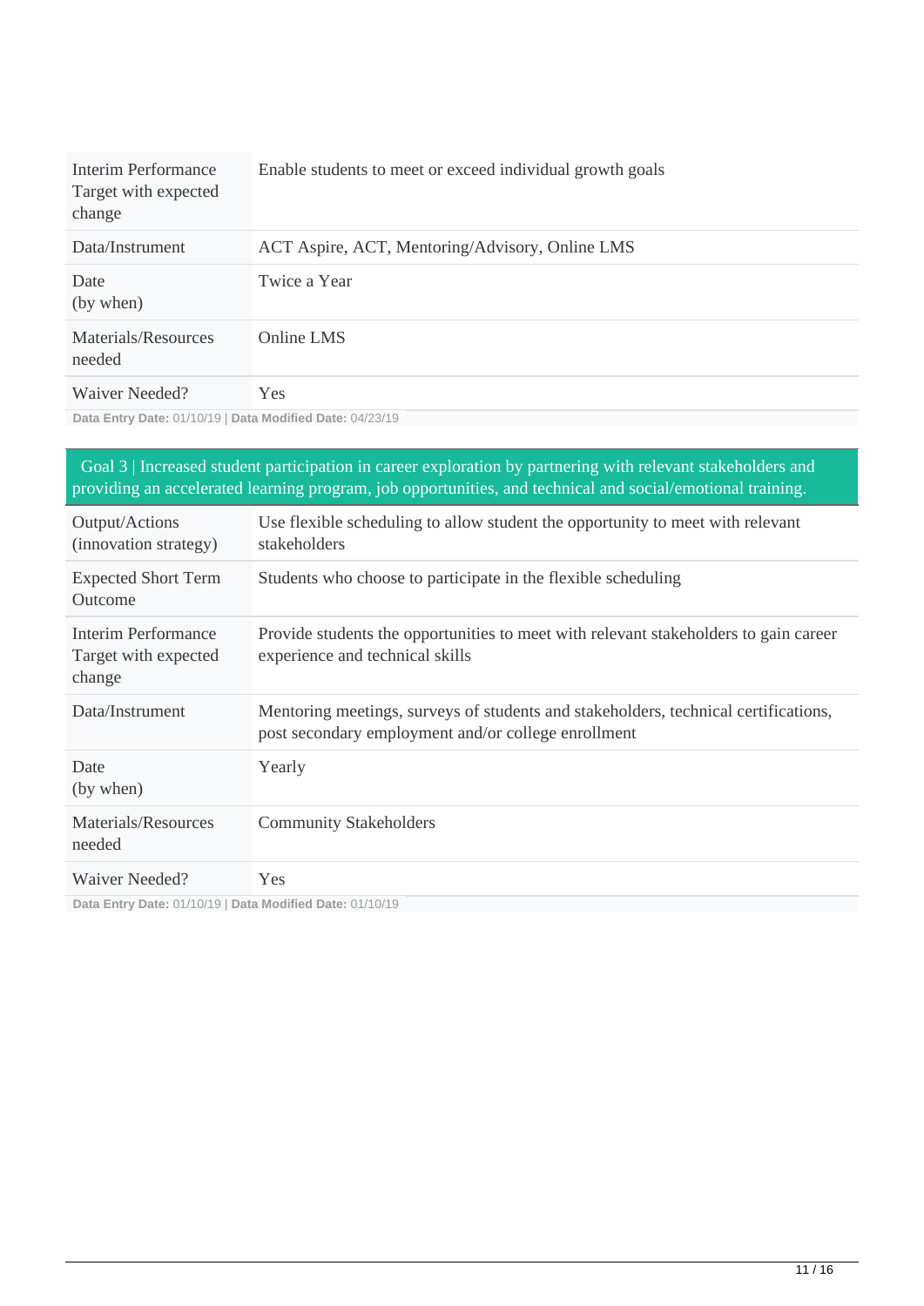| | |
|---|---|
| Interim Performance Target with expected change | Enable students to meet or exceed individual growth goals |
| Data/Instrument | ACT Aspire, ACT, Mentoring/Advisory, Online LMS |
| Date (by when) | Twice a Year |
| Materials/Resources needed | Online LMS |
| Waiver Needed? | Yes |

**Data Entry Date:** 01/10/19 | **Data Modified Date:** 04/23/19

## Goal 3 | Increased student participation in career exploration by partnering with relevant stakeholders and providing an accelerated learning program, job opportunities, and technical and social/emotional training.

| | |
|---|---|
| Output/Actions (innovation strategy) | Use flexible scheduling to allow student the opportunity to meet with relevant stakeholders |
| Expected Short Term Outcome | Students who choose to participate in the flexible scheduling |
| Interim Performance Target with expected change | Provide students the opportunities to meet with relevant stakeholders to gain career experience and technical skills |
| Data/Instrument | Mentoring meetings, surveys of students and stakeholders, technical certifications, post secondary employment and/or college enrollment |
| Date (by when) | Yearly |
| Materials/Resources needed | Community Stakeholders |
| Waiver Needed? | Yes |

**Data Entry Date:** 01/10/19 | **Data Modified Date:** 01/10/19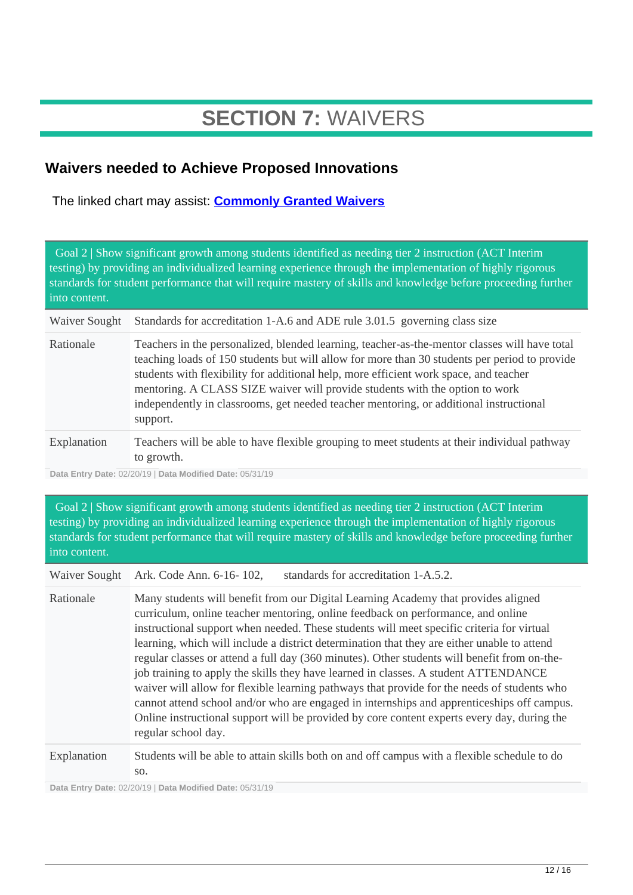# **SECTION 7:** WAIVERS

## Waivers needed to Achieve Proposed Innovations

The linked chart may assist: **Commonly Granted Waivers**

| Goal 2 \| Show significant growth among students identified as needing tier 2 instruction (ACT Interim testing) by providing an individualized learning experience through the implementation of highly rigorous standards for student performance that will require mastery of skills and knowledge before proceeding further into content. | |
|---|---|
| Waiver Sought | Standards for accreditation 1-A.6 and ADE rule 3.01.5 governing class size |
| Rationale | Teachers in the personalized, blended learning, teacher-as-the-mentor classes will have total teaching loads of 150 students but will allow for more than 30 students per period to provide students with flexibility for additional help, more efficient work space, and teacher mentoring. A CLASS SIZE waiver will provide students with the option to work independently in classrooms, get needed teacher mentoring, or additional instructional support. |
| Explanation | Teachers will be able to have flexible grouping to meet students at their individual pathway to growth. |

**Data Entry Date:** 02/20/19 | **Data Modified Date:** 05/31/19

| Goal 2 \| Show significant growth among students identified as needing tier 2 instruction (ACT Interim testing) by providing an individualized learning experience through the implementation of highly rigorous standards for student performance that will require mastery of skills and knowledge before proceeding further into content. | |
|---|---|
| Waiver Sought | Ark. Code Ann. 6-16- 102, standards for accreditation 1-A.5.2. |
| Rationale | Many students will benefit from our Digital Learning Academy that provides aligned curriculum, online teacher mentoring, online feedback on performance, and online instructional support when needed. These students will meet specific criteria for virtual learning, which will include a district determination that they are either unable to attend regular classes or attend a full day (360 minutes). Other students will benefit from on-the-job training to apply the skills they have learned in classes. A student ATTENDANCE waiver will allow for flexible learning pathways that provide for the needs of students who cannot attend school and/or who are engaged in internships and apprenticeships off campus. Online instructional support will be provided by core content experts every day, during the regular school day. |
| Explanation | Students will be able to attain skills both on and off campus with a flexible schedule to do so. |

**Data Entry Date:** 02/20/19 | **Data Modified Date:** 05/31/19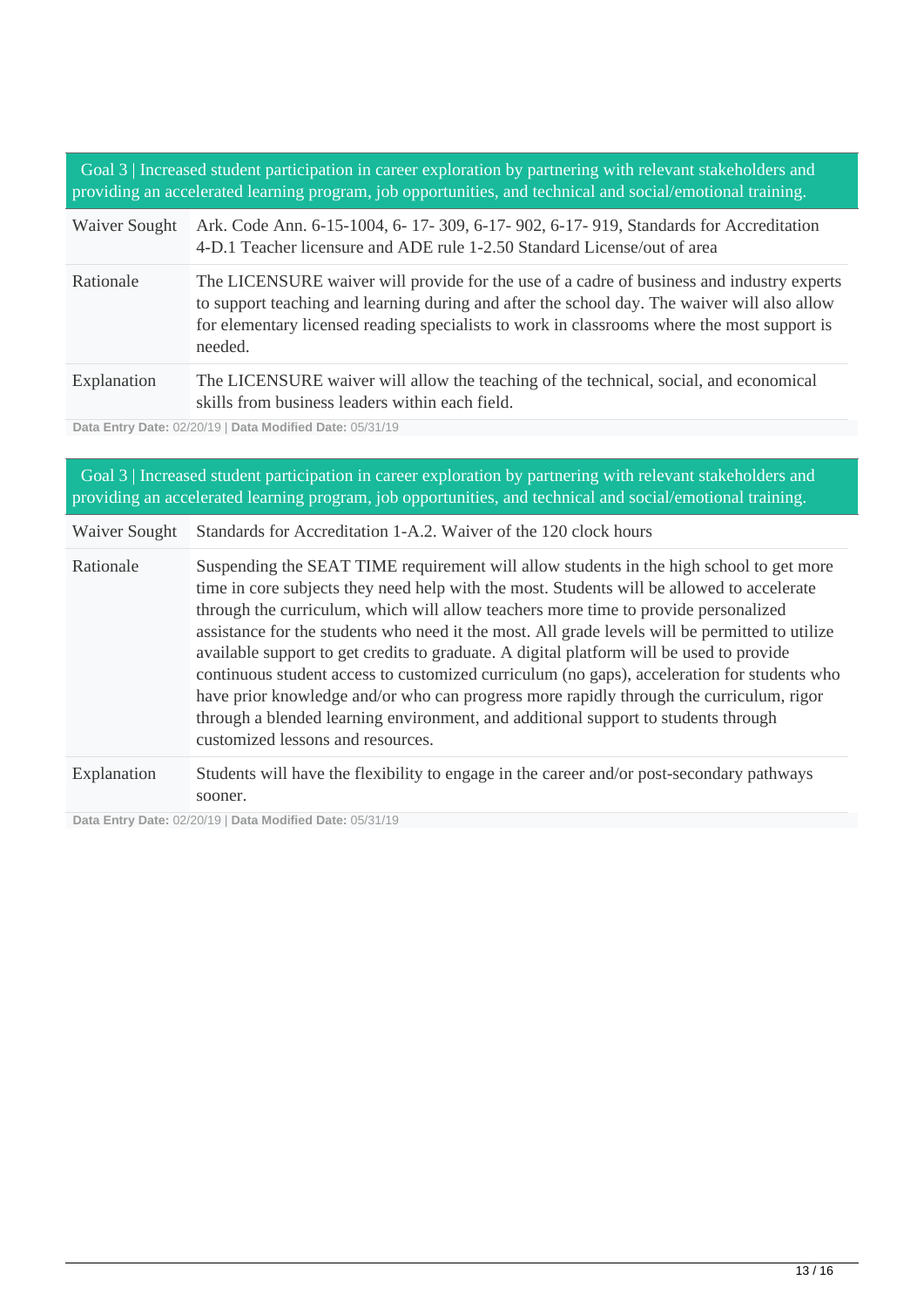| Goal 3 \| Increased student participation in career exploration by partnering with relevant stakeholders and providing an accelerated learning program, job opportunities, and technical and social/emotional training. | |
|---|---|
| Waiver Sought | Ark. Code Ann. 6-15-1004, 6- 17- 309, 6-17- 902, 6-17- 919, Standards for Accreditation 4-D.1 Teacher licensure and ADE rule 1-2.50 Standard License/out of area |
| Rationale | The LICENSURE waiver will provide for the use of a cadre of business and industry experts to support teaching and learning during and after the school day. The waiver will also allow for elementary licensed reading specialists to work in classrooms where the most support is needed. |
| Explanation | The LICENSURE waiver will allow the teaching of the technical, social, and economical skills from business leaders within each field. |

**Data Entry Date:** 02/20/19 | **Data Modified Date:** 05/31/19

| Goal 3 \| Increased student participation in career exploration by partnering with relevant stakeholders and providing an accelerated learning program, job opportunities, and technical and social/emotional training. | |
|---|---|
| Waiver Sought | Standards for Accreditation 1-A.2. Waiver of the 120 clock hours |
| Rationale | Suspending the SEAT TIME requirement will allow students in the high school to get more time in core subjects they need help with the most. Students will be allowed to accelerate through the curriculum, which will allow teachers more time to provide personalized assistance for the students who need it the most. All grade levels will be permitted to utilize available support to get credits to graduate. A digital platform will be used to provide continuous student access to customized curriculum (no gaps), acceleration for students who have prior knowledge and/or who can progress more rapidly through the curriculum, rigor through a blended learning environment, and additional support to students through customized lessons and resources. |
| Explanation | Students will have the flexibility to engage in the career and/or post-secondary pathways sooner. |

**Data Entry Date:** 02/20/19 | **Data Modified Date:** 05/31/19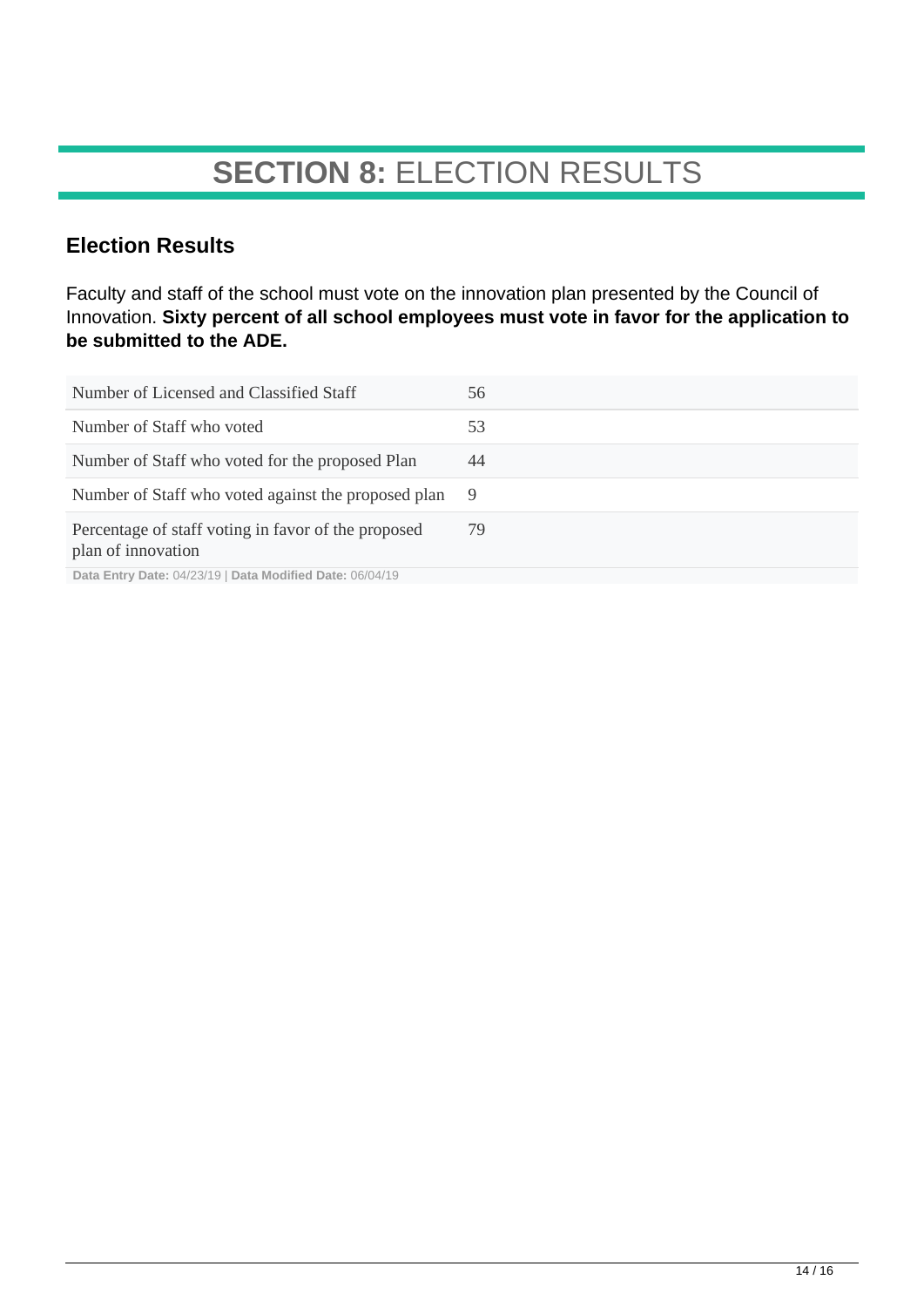# **SECTION 8:** ELECTION RESULTS

## Election Results

Faculty and staff of the school must vote on the innovation plan presented by the Council of Innovation. **Sixty percent of all school employees must vote in favor for the application to be submitted to the ADE.**

| | |
|---|---|
| Number of Licensed and Classified Staff | 56 |
| Number of Staff who voted | 53 |
| Number of Staff who voted for the proposed Plan | 44 |
| Number of Staff who voted against the proposed plan | 9 |
| Percentage of staff voting in favor of the proposed plan of innovation | 79 |

**Data Entry Date:** 04/23/19 | **Data Modified Date:** 06/04/19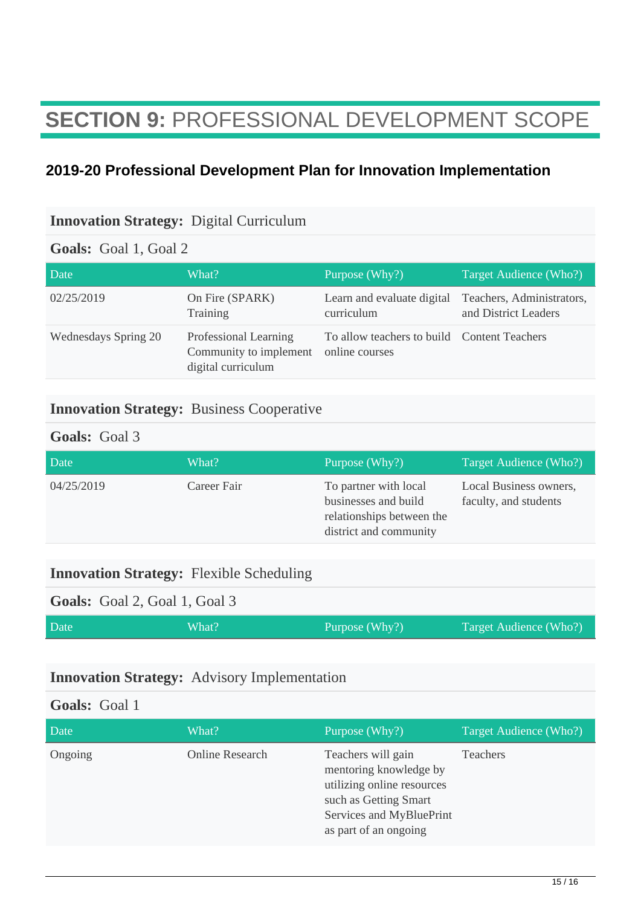# **SECTION 9:** PROFESSIONAL DEVELOPMENT SCOPE

## 2019-20 Professional Development Plan for Innovation Implementation

**Innovation Strategy:** Digital Curriculum

**Goals:** Goal 1, Goal 2

| Date | What? | Purpose (Why?) | Target Audience (Who?) |
|---|---|---|---|
| 02/25/2019 | On Fire (SPARK) Training | Learn and evaluate digital curriculum | Teachers, Administrators, and District Leaders |
| Wednesdays Spring 20 | Professional Learning Community to implement digital curriculum | To allow teachers to build online courses | Content Teachers |

**Innovation Strategy:** Business Cooperative

**Goals:** Goal 3

| Date | What? | Purpose (Why?) | Target Audience (Who?) |
|---|---|---|---|
| 04/25/2019 | Career Fair | To partner with local businesses and build relationships between the district and community | Local Business owners, faculty, and students |

**Innovation Strategy:** Flexible Scheduling

**Goals:** Goal 2, Goal 1, Goal 3

| Date | What? | Purpose (Why?) | Target Audience (Who?) |
|---|---|---|---|

**Innovation Strategy:** Advisory Implementation

**Goals:** Goal 1

| Date | What? | Purpose (Why?) | Target Audience (Who?) |
|---|---|---|---|
| Ongoing | Online Research | Teachers will gain mentoring knowledge by utilizing online resources such as Getting Smart Services and MyBluePrint as part of an ongoing | Teachers |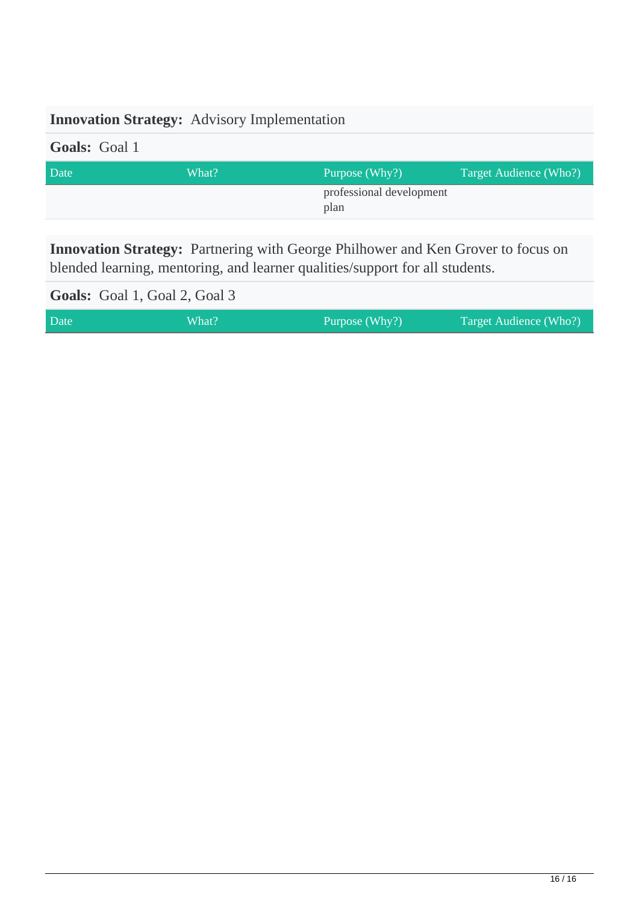**Innovation Strategy:** Advisory Implementation

**Goals:** Goal 1

| Date | What? | Purpose (Why?) | Target Audience (Who?) |
|---|---|---|---|
| | | professional development plan | |

**Innovation Strategy:** Partnering with George Philhower and Ken Grover to focus on blended learning, mentoring, and learner qualities/support for all students.

**Goals:** Goal 1, Goal 2, Goal 3

| Date | What? | Purpose (Why?) | Target Audience (Who?) |
|---|---|---|---|